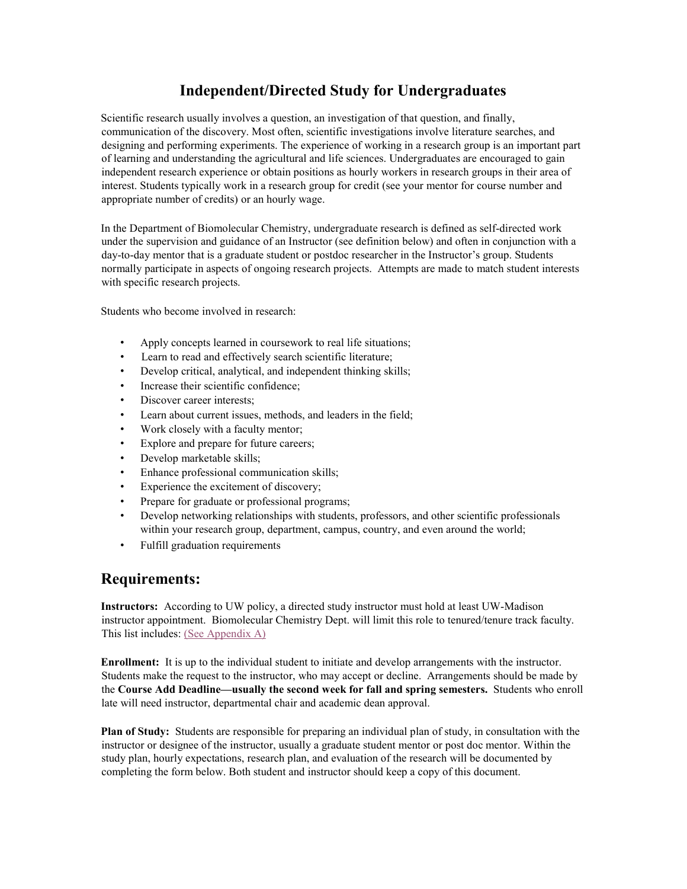# Independent/Directed Study for Undergraduates

Scientific research usually involves a question, an investigation of that question, and finally, communication of the discovery. Most often, scientific investigations involve literature searches, and designing and performing experiments. The experience of working in a research group is an important part of learning and understanding the agricultural and life sciences. Undergraduates are encouraged to gain independent research experience or obtain positions as hourly workers in research groups in their area of interest. Students typically work in a research group for credit (see your mentor for course number and appropriate number of credits) or an hourly wage.

In the Department of Biomolecular Chemistry, undergraduate research is defined as self-directed work under the supervision and guidance of an Instructor (see definition below) and often in conjunction with a day-to-day mentor that is a graduate student or postdoc researcher in the Instructor's group. Students normally participate in aspects of ongoing research projects. Attempts are made to match student interests with specific research projects.

Students who become involved in research:

- Apply concepts learned in coursework to real life situations;
- Learn to read and effectively search scientific literature;
- Develop critical, analytical, and independent thinking skills;
- Increase their scientific confidence;
- Discover career interests;
- Learn about current issues, methods, and leaders in the field;
- Work closely with a faculty mentor;
- Explore and prepare for future careers;
- Develop marketable skills;
- Enhance professional communication skills;
- Experience the excitement of discovery;
- Prepare for graduate or professional programs;
- Develop networking relationships with students, professors, and other scientific professionals within your research group, department, campus, country, and even around the world;
- Fulfill graduation requirements

## Requirements:

**Instructors:** According to UW policy, a directed study instructor must hold at least UW-Madison instructor appointment. Biomolecular Chemistry Dept. will limit this role to tenured/tenure track faculty. This list includes: (See Appendix A)

**Enrollment:** It is up to the individual student to initiate and develop arrangements with the instructor. Students make the request to the instructor, who may accept or decline. Arrangements should be made by the **Course Add Deadline—usually the second week for fall and spring semesters.** Students who enroll late will need instructor, departmental chair and academic dean approval.

**Plan of Study:** Students are responsible for preparing an individual plan of study, in consultation with the instructor or designee of the instructor, usually a graduate student mentor or post doc mentor. Within the study plan, hourly expectations, research plan, and evaluation of the research will be documented by completing the form below. Both student and instructor should keep a copy of this document.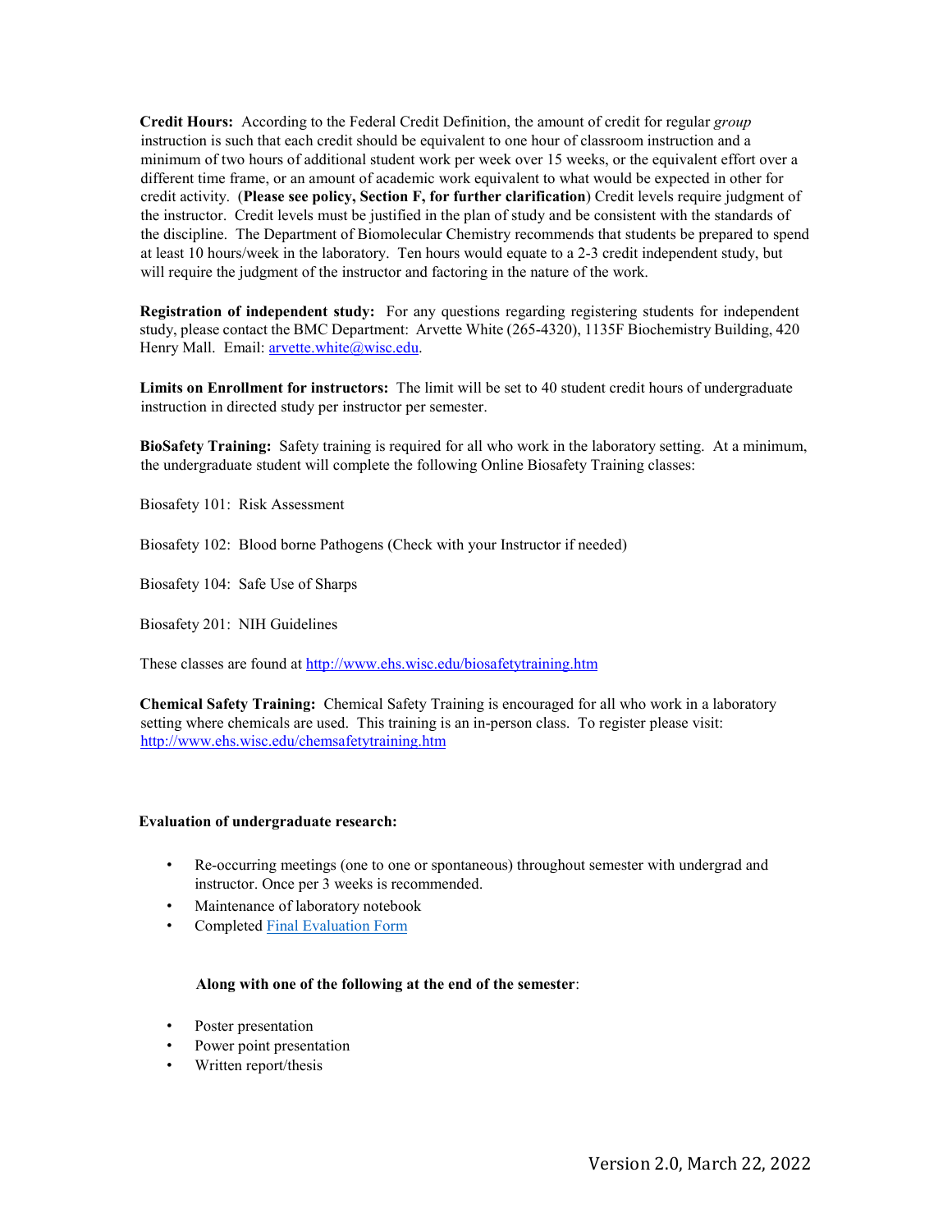**Credit Hours:** According to the Federal Credit Definition, the amount of credit for regular *group* instruction is such that each credit should be equivalent to one hour of classroom instruction and a minimum of two hours of additional student work per week over 15 weeks, or the equivalent effort over a different time frame, or an amount of academic work equivalent to what would be expected in other for credit activity. (**Please see policy, Section F, for further clarification**) Credit levels require judgment of the instructor. Credit levels must be justified in the plan of study and be consistent with the standards of the discipline. The Department of Biomolecular Chemistry recommends that students be prepared to spend at least 10 hours/week in the laboratory. Ten hours would equate to a 2-3 credit independent study, but will require the judgment of the instructor and factoring in the nature of the work.

**Registration of independent study:** For any questions regarding registering students for independent study, please contact the BMC Department: Arvette White (265-4320), 1135F Biochemistry Building, 420 Henry Mall. Email: arvette.white@wisc.edu.

**Limits on Enrollment for instructors:** The limit will be set to 40 student credit hours of undergraduate instruction in directed study per instructor per semester.

**BioSafety Training:** Safety training is required for all who work in the laboratory setting. At a minimum, the undergraduate student will complete the following Online Biosafety Training classes:

Biosafety 101: Risk Assessment

Biosafety 102: Blood borne Pathogens (Check with your Instructor if needed)

Biosafety 104: Safe Use of Sharps

Biosafety 201: NIH Guidelines

These classes are found at http://www.ehs.wisc.edu/biosafetytraining.htm

**Chemical Safety Training:** Chemical Safety Training is encouraged for all who work in a laboratory setting where chemicals are used. This training is an in-person class. To register please visit: http://www.ehs.wisc.edu/chemsafetytraining.htm

**Evaluation of undergraduate research:**

- Re-occurring meetings (one to one or spontaneous) throughout semester with undergrad and instructor. Once per 3 weeks is recommended.
- Maintenance of laboratory notebook
- Completed Final Evaluation Form

**Along with one of the following at the end of the semester**:

- Poster presentation
- Power point presentation
- Written report/thesis

Version 2.0, March 22, 2022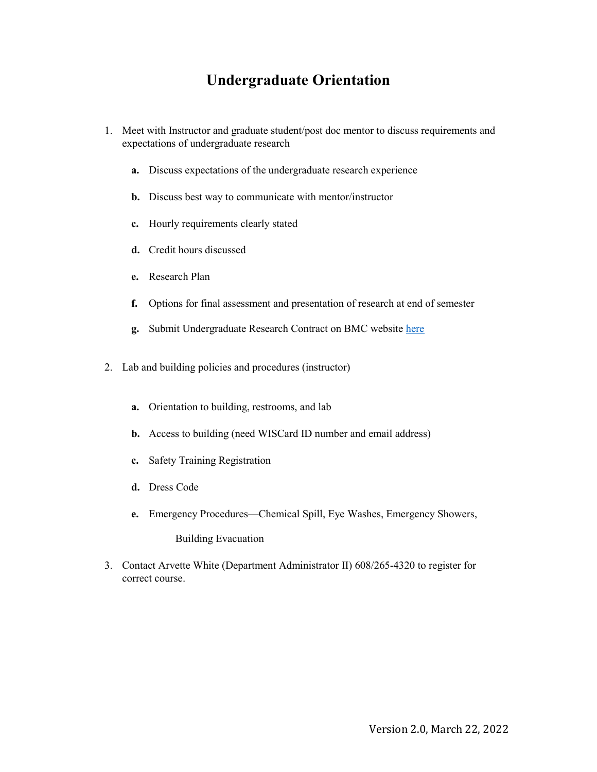# Undergraduate Orientation

1. Meet with Instructor and graduate student/post doc mentor to discuss requirements and expectations of undergraduate research

   **a.** Discuss expectations of the undergraduate research experience

   **b.** Discuss best way to communicate with mentor/instructor

   **c.** Hourly requirements clearly stated

   **d.** Credit hours discussed

   **e.** Research Plan

   **f.** Options for final assessment and presentation of research at end of semester

   **g.** Submit Undergraduate Research Contract on BMC website here

2. Lab and building policies and procedures (instructor)

   **a.** Orientation to building, restrooms, and lab

   **b.** Access to building (need WISCard ID number and email address)

   **c.** Safety Training Registration

   **d.** Dress Code

   **e.** Emergency Procedures—Chemical Spill, Eye Washes, Emergency Showers, Building Evacuation

3. Contact Arvette White (Department Administrator II) 608/265-4320 to register for correct course.

Version 2.0, March 22, 2022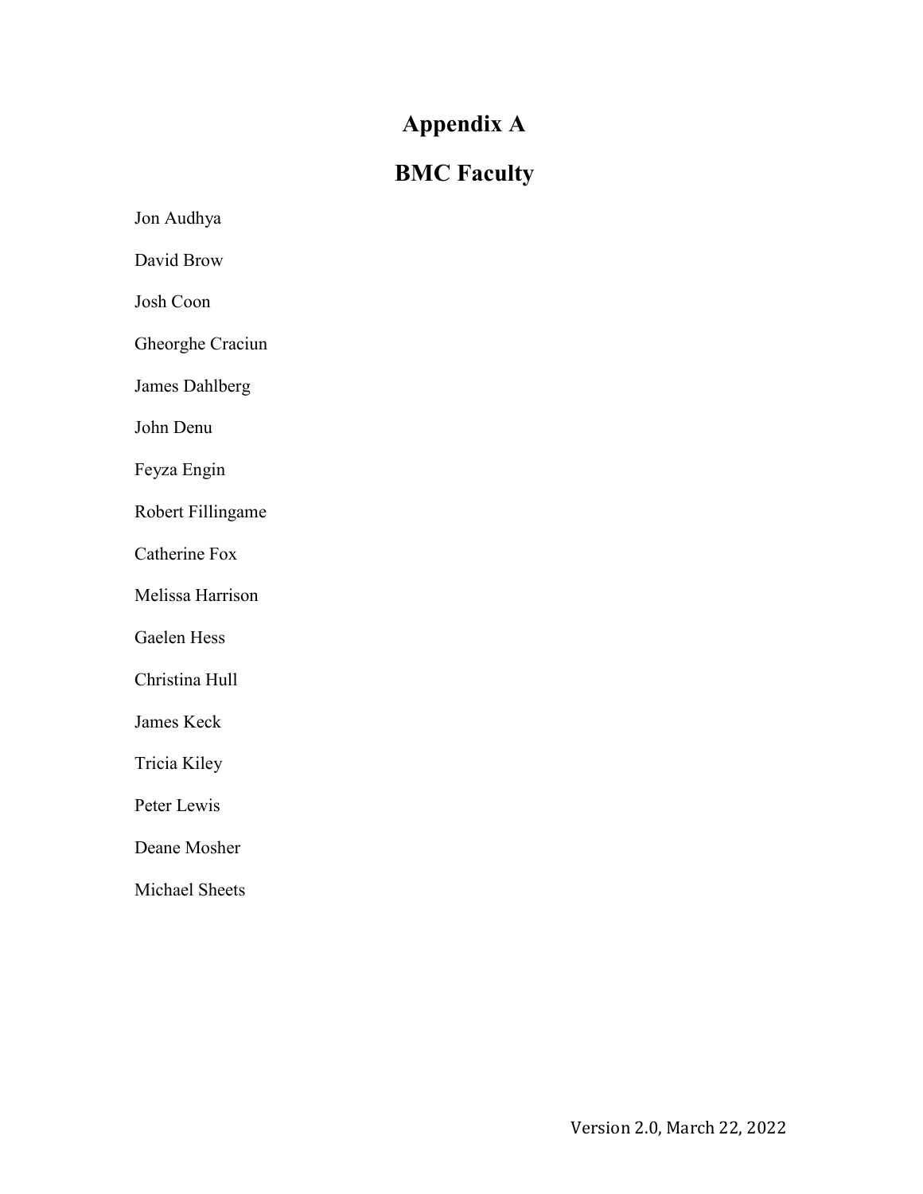# Appendix A

## BMC Faculty

Jon Audhya

David Brow

Josh Coon

Gheorghe Craciun

James Dahlberg

John Denu

Feyza Engin

Robert Fillingame

Catherine Fox

Melissa Harrison

Gaelen Hess

Christina Hull

James Keck

Tricia Kiley

Peter Lewis

Deane Mosher

Michael Sheets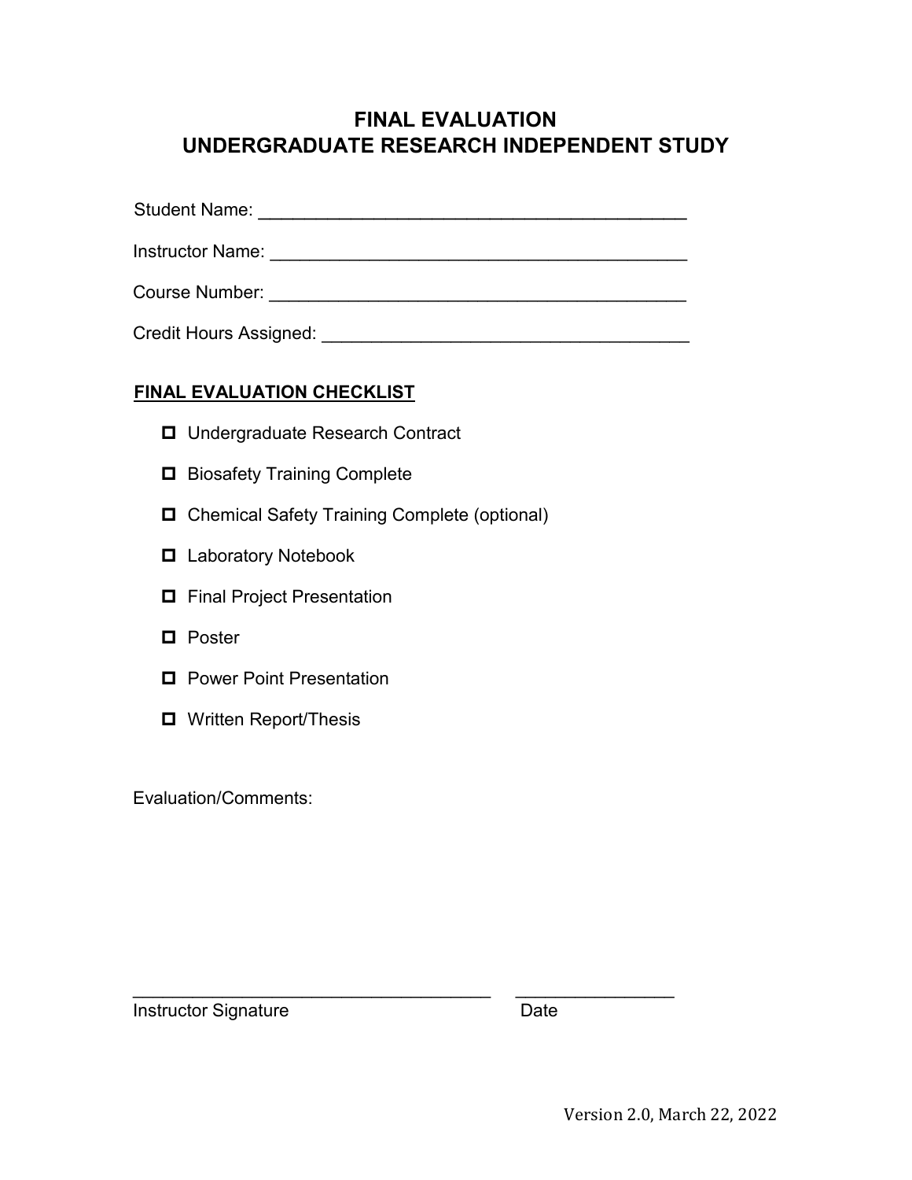# FINAL EVALUATION
# UNDERGRADUATE RESEARCH INDEPENDENT STUDY

Student Name: ___________________________________________

Instructor Name: ___________________________________________

Course Number: ___________________________________________

Credit Hours Assigned: ______________________________________

**FINAL EVALUATION CHECKLIST**

- ☐ Undergraduate Research Contract
- ☐ Biosafety Training Complete
- ☐ Chemical Safety Training Complete (optional)
- ☐ Laboratory Notebook
- ☐ Final Project Presentation
- ☐ Poster
- ☐ Power Point Presentation
- ☐ Written Report/Thesis

Evaluation/Comments:

_____________________________________ ________________

Instructor Signature Date

Version 2.0, March 22, 2022